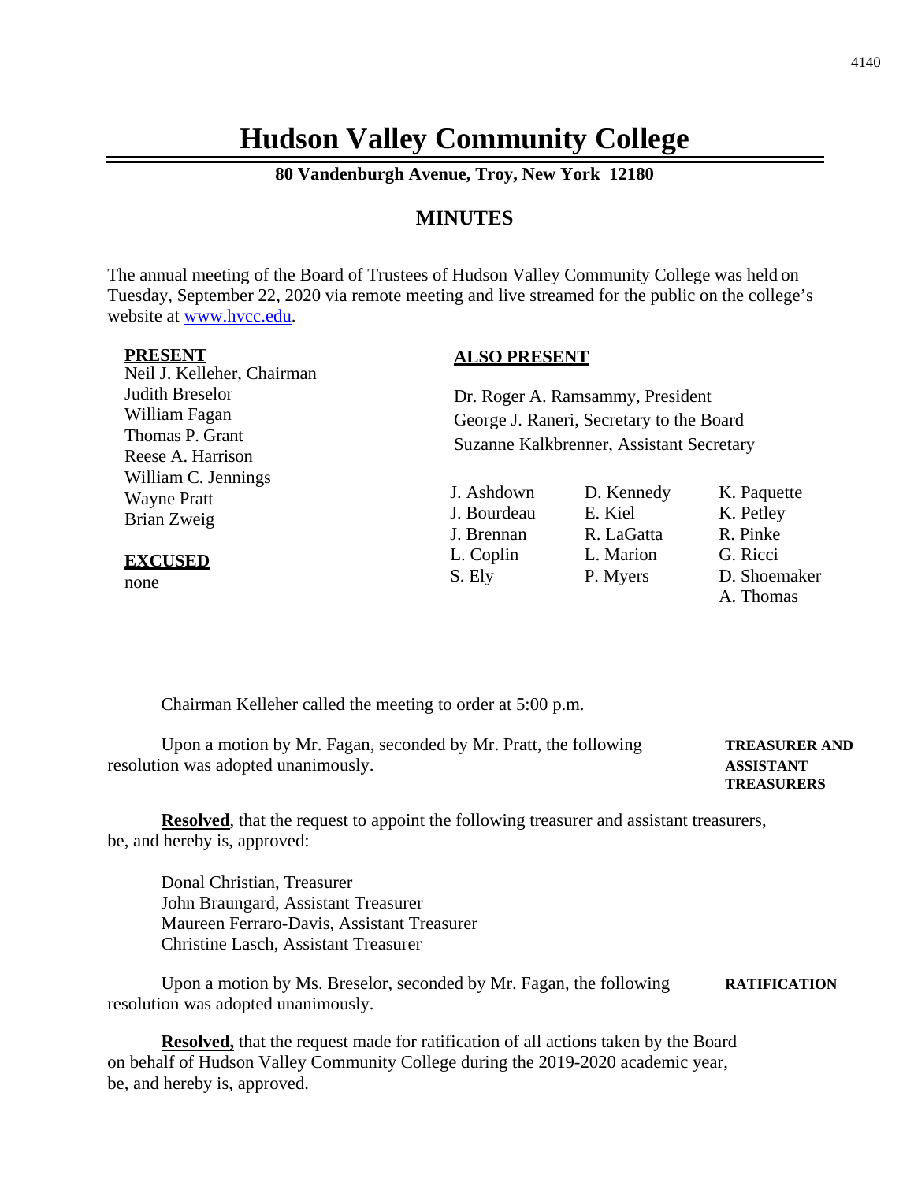# Hudson Valley Community College

**80 Vandenburgh Avenue, Troy, New York 12180**

## MINUTES

The annual meeting of the Board of Trustees of Hudson Valley Community College was held on Tuesday, September 22, 2020 via remote meeting and live streamed for the public on the college's website at www.hvcc.edu.

**PRESENT**
Neil J. Kelleher, Chairman
Judith Breselor
William Fagan
Thomas P. Grant
Reese A. Harrison
William C. Jennings
Wayne Pratt
Brian Zweig

**EXCUSED**
none

**ALSO PRESENT**

Dr. Roger A. Ramsammy, President
George J. Raneri, Secretary to the Board
Suzanne Kalkbrenner, Assistant Secretary

J. Ashdown
J. Bourdeau
J. Brennan
L. Coplin
S. Ely
D. Kennedy
E. Kiel
R. LaGatta
L. Marion
P. Myers
K. Paquette
K. Petley
R. Pinke
G. Ricci
D. Shoemaker
A. Thomas

Chairman Kelleher called the meeting to order at 5:00 p.m.

**TREASURER AND ASSISTANT TREASURERS**

Upon a motion by Mr. Fagan, seconded by Mr. Pratt, the following resolution was adopted unanimously.

**Resolved**, that the request to appoint the following treasurer and assistant treasurers, be, and hereby is, approved:

Donal Christian, Treasurer
John Braungard, Assistant Treasurer
Maureen Ferraro-Davis, Assistant Treasurer
Christine Lasch, Assistant Treasurer

**RATIFICATION**

Upon a motion by Ms. Breselor, seconded by Mr. Fagan, the following resolution was adopted unanimously.

**Resolved,** that the request made for ratification of all actions taken by the Board on behalf of Hudson Valley Community College during the 2019-2020 academic year, be, and hereby is, approved.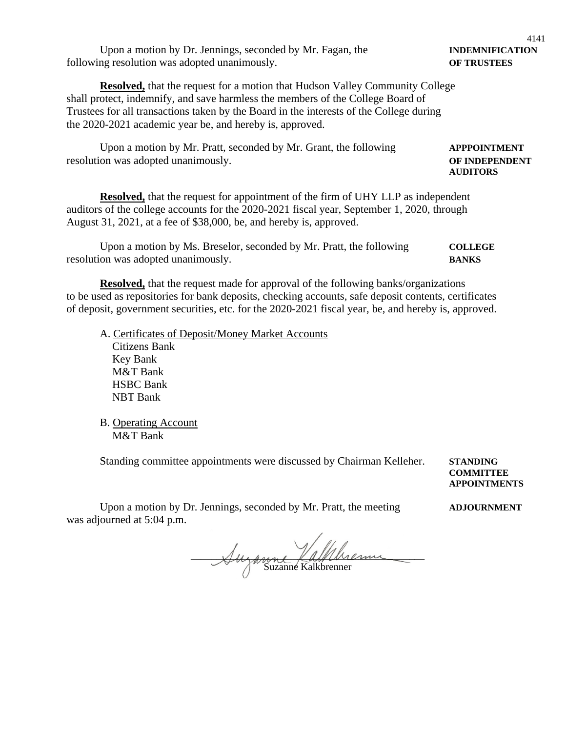Upon a motion by Dr. Jennings, seconded by Mr. Fagan, the following resolution was adopted unanimously.

**INDEMNIFICATION OF TRUSTEES**

**Resolved,** that the request for a motion that Hudson Valley Community College shall protect, indemnify, and save harmless the members of the College Board of Trustees for all transactions taken by the Board in the interests of the College during the 2020-2021 academic year be, and hereby is, approved.

Upon a motion by Mr. Pratt, seconded by Mr. Grant, the following resolution was adopted unanimously.

**APPPOINTMENT OF INDEPENDENT AUDITORS**

**Resolved,** that the request for appointment of the firm of UHY LLP as independent auditors of the college accounts for the 2020-2021 fiscal year, September 1, 2020, through August 31, 2021, at a fee of $38,000, be, and hereby is, approved.

Upon a motion by Ms. Breselor, seconded by Mr. Pratt, the following resolution was adopted unanimously.

**COLLEGE BANKS**

**Resolved,** that the request made for approval of the following banks/organizations to be used as repositories for bank deposits, checking accounts, safe deposit contents, certificates of deposit, government securities, etc. for the 2020-2021 fiscal year, be, and hereby is, approved.

A. Certificates of Deposit/Money Market Accounts
   - Citizens Bank
   - Key Bank
   - M&T Bank
   - HSBC Bank
   - NBT Bank

B. Operating Account
   - M&T Bank

Standing committee appointments were discussed by Chairman Kelleher.

**STANDING COMMITTEE APPOINTMENTS**

Upon a motion by Dr. Jennings, seconded by Mr. Pratt, the meeting was adjourned at 5:04 p.m.

**ADJOURNMENT**

Suzanne Kalkbrenner